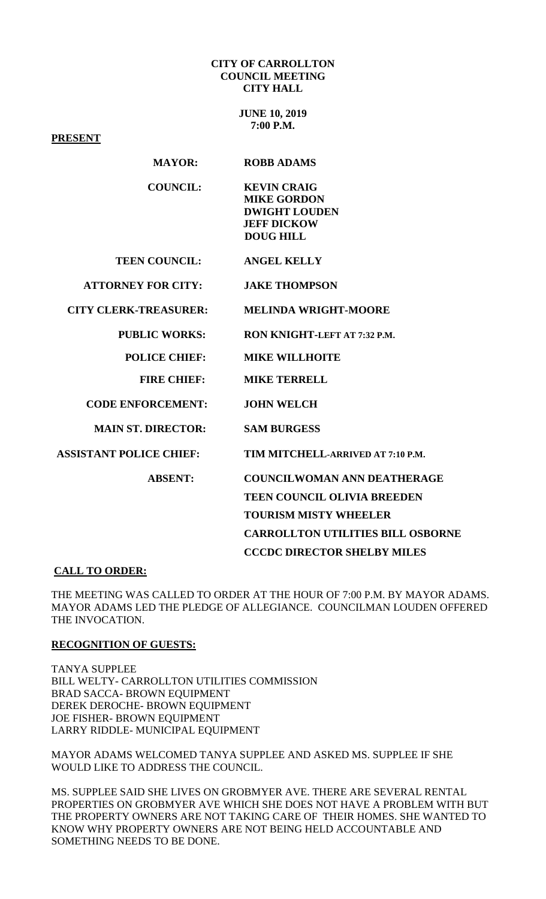**CITY OF CARROLLTON**
**COUNCIL MEETING**
**CITY HALL**

**JUNE 10, 2019**
**7:00 P.M.**

**PRESENT**

| | |
|---|---|
| **MAYOR:** | **ROBB ADAMS** |
| **COUNCIL:** | **KEVIN CRAIG**<br>**MIKE GORDON**<br>**DWIGHT LOUDEN**<br>**JEFF DICKOW**<br>**DOUG HILL** |
| **TEEN COUNCIL:** | **ANGEL KELLY** |
| **ATTORNEY FOR CITY:** | **JAKE THOMPSON** |
| **CITY CLERK-TREASURER:** | **MELINDA WRIGHT-MOORE** |
| **PUBLIC WORKS:** | **RON KNIGHT-LEFT AT 7:32 P.M.** |
| **POLICE CHIEF:** | **MIKE WILLHOITE** |
| **FIRE CHIEF:** | **MIKE TERRELL** |
| **CODE ENFORCEMENT:** | **JOHN WELCH** |
| **MAIN ST. DIRECTOR:** | **SAM BURGESS** |
| **ASSISTANT POLICE CHIEF:** | **TIM MITCHELL-ARRIVED AT 7:10 P.M.** |
| **ABSENT:** | **COUNCILWOMAN ANN DEATHERAGE**<br>**TEEN COUNCIL OLIVIA BREEDEN**<br>**TOURISM MISTY WHEELER**<br>**CARROLLTON UTILITIES BILL OSBORNE**<br>**CCCDC DIRECTOR SHELBY MILES** |

**CALL TO ORDER:**

THE MEETING WAS CALLED TO ORDER AT THE HOUR OF 7:00 P.M. BY MAYOR ADAMS. MAYOR ADAMS LED THE PLEDGE OF ALLEGIANCE. COUNCILMAN LOUDEN OFFERED THE INVOCATION.

**RECOGNITION OF GUESTS:**

TANYA SUPPLEE
BILL WELTY- CARROLLTON UTILITIES COMMISSION
BRAD SACCA- BROWN EQUIPMENT
DEREK DEROCHE- BROWN EQUIPMENT
JOE FISHER- BROWN EQUIPMENT
LARRY RIDDLE- MUNICIPAL EQUIPMENT

MAYOR ADAMS WELCOMED TANYA SUPPLEE AND ASKED MS. SUPPLEE IF SHE WOULD LIKE TO ADDRESS THE COUNCIL.

MS. SUPPLEE SAID SHE LIVES ON GROBMYER AVE. THERE ARE SEVERAL RENTAL PROPERTIES ON GROBMYER AVE WHICH SHE DOES NOT HAVE A PROBLEM WITH BUT THE PROPERTY OWNERS ARE NOT TAKING CARE OF THEIR HOMES. SHE WANTED TO KNOW WHY PROPERTY OWNERS ARE NOT BEING HELD ACCOUNTABLE AND SOMETHING NEEDS TO BE DONE.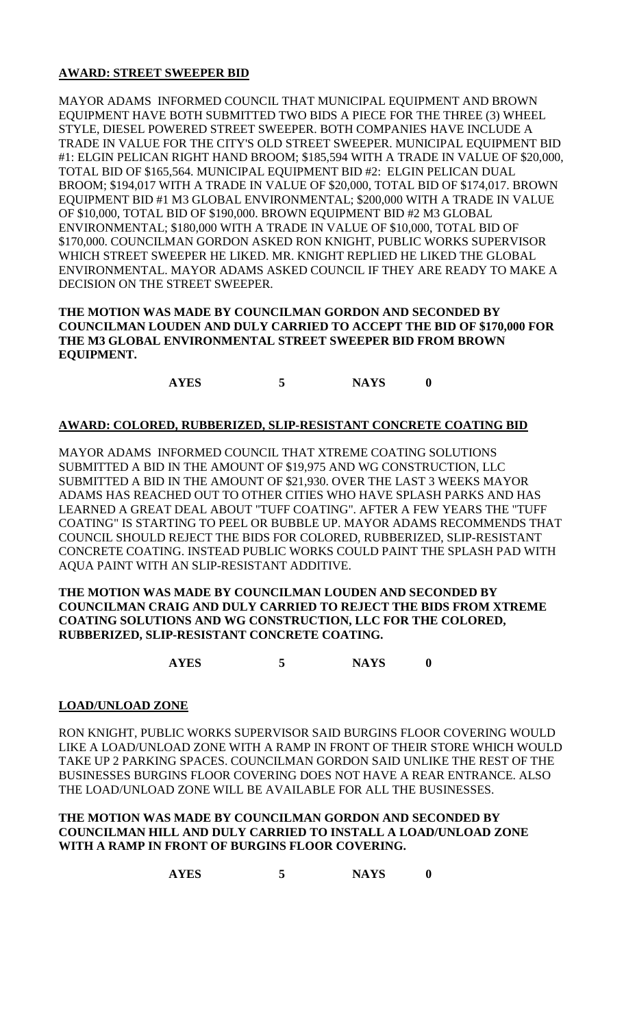**AWARD: STREET SWEEPER BID**

MAYOR ADAMS INFORMED COUNCIL THAT MUNICIPAL EQUIPMENT AND BROWN EQUIPMENT HAVE BOTH SUBMITTED TWO BIDS A PIECE FOR THE THREE (3) WHEEL STYLE, DIESEL POWERED STREET SWEEPER. BOTH COMPANIES HAVE INCLUDE A TRADE IN VALUE FOR THE CITY'S OLD STREET SWEEPER. MUNICIPAL EQUIPMENT BID #1: ELGIN PELICAN RIGHT HAND BROOM; $185,594 WITH A TRADE IN VALUE OF $20,000, TOTAL BID OF $165,564. MUNICIPAL EQUIPMENT BID #2: ELGIN PELICAN DUAL BROOM; $194,017 WITH A TRADE IN VALUE OF $20,000, TOTAL BID OF $174,017. BROWN EQUIPMENT BID #1 M3 GLOBAL ENVIRONMENTAL; $200,000 WITH A TRADE IN VALUE OF $10,000, TOTAL BID OF $190,000. BROWN EQUIPMENT BID #2 M3 GLOBAL ENVIRONMENTAL; $180,000 WITH A TRADE IN VALUE OF $10,000, TOTAL BID OF $170,000. COUNCILMAN GORDON ASKED RON KNIGHT, PUBLIC WORKS SUPERVISOR WHICH STREET SWEEPER HE LIKED. MR. KNIGHT REPLIED HE LIKED THE GLOBAL ENVIRONMENTAL. MAYOR ADAMS ASKED COUNCIL IF THEY ARE READY TO MAKE A DECISION ON THE STREET SWEEPER.

**THE MOTION WAS MADE BY COUNCILMAN GORDON AND SECONDED BY COUNCILMAN LOUDEN AND DULY CARRIED TO ACCEPT THE BID OF $170,000 FOR THE M3 GLOBAL ENVIRONMENTAL STREET SWEEPER BID FROM BROWN EQUIPMENT.**

**AYES 5 NAYS 0**

**AWARD: COLORED, RUBBERIZED, SLIP-RESISTANT CONCRETE COATING BID**

MAYOR ADAMS INFORMED COUNCIL THAT XTREME COATING SOLUTIONS SUBMITTED A BID IN THE AMOUNT OF $19,975 AND WG CONSTRUCTION, LLC SUBMITTED A BID IN THE AMOUNT OF $21,930. OVER THE LAST 3 WEEKS MAYOR ADAMS HAS REACHED OUT TO OTHER CITIES WHO HAVE SPLASH PARKS AND HAS LEARNED A GREAT DEAL ABOUT "TUFF COATING". AFTER A FEW YEARS THE "TUFF COATING" IS STARTING TO PEEL OR BUBBLE UP. MAYOR ADAMS RECOMMENDS THAT COUNCIL SHOULD REJECT THE BIDS FOR COLORED, RUBBERIZED, SLIP-RESISTANT CONCRETE COATING. INSTEAD PUBLIC WORKS COULD PAINT THE SPLASH PAD WITH AQUA PAINT WITH AN SLIP-RESISTANT ADDITIVE.

**THE MOTION WAS MADE BY COUNCILMAN LOUDEN AND SECONDED BY COUNCILMAN CRAIG AND DULY CARRIED TO REJECT THE BIDS FROM XTREME COATING SOLUTIONS AND WG CONSTRUCTION, LLC FOR THE COLORED, RUBBERIZED, SLIP-RESISTANT CONCRETE COATING.**

**AYES 5 NAYS 0**

**LOAD/UNLOAD ZONE**

RON KNIGHT, PUBLIC WORKS SUPERVISOR SAID BURGINS FLOOR COVERING WOULD LIKE A LOAD/UNLOAD ZONE WITH A RAMP IN FRONT OF THEIR STORE WHICH WOULD TAKE UP 2 PARKING SPACES. COUNCILMAN GORDON SAID UNLIKE THE REST OF THE BUSINESSES BURGINS FLOOR COVERING DOES NOT HAVE A REAR ENTRANCE. ALSO THE LOAD/UNLOAD ZONE WILL BE AVAILABLE FOR ALL THE BUSINESSES.

**THE MOTION WAS MADE BY COUNCILMAN GORDON AND SECONDED BY COUNCILMAN HILL AND DULY CARRIED TO INSTALL A LOAD/UNLOAD ZONE WITH A RAMP IN FRONT OF BURGINS FLOOR COVERING.**

**AYES 5 NAYS 0**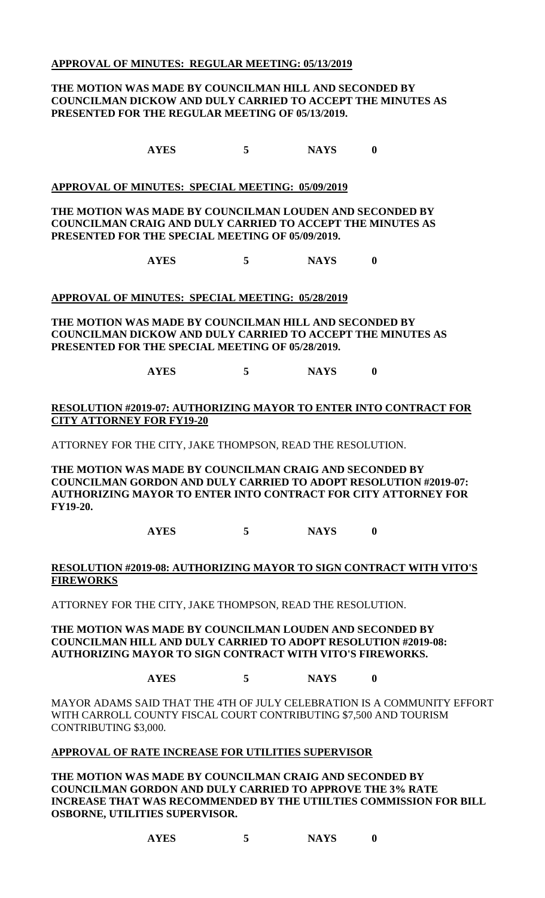**APPROVAL OF MINUTES: REGULAR MEETING: 05/13/2019**

**THE MOTION WAS MADE BY COUNCILMAN HILL AND SECONDED BY COUNCILMAN DICKOW AND DULY CARRIED TO ACCEPT THE MINUTES AS PRESENTED FOR THE REGULAR MEETING OF 05/13/2019.**

**AYES 5 NAYS 0**

**APPROVAL OF MINUTES: SPECIAL MEETING: 05/09/2019**

**THE MOTION WAS MADE BY COUNCILMAN LOUDEN AND SECONDED BY COUNCILMAN CRAIG AND DULY CARRIED TO ACCEPT THE MINUTES AS PRESENTED FOR THE SPECIAL MEETING OF 05/09/2019.**

**AYES 5 NAYS 0**

**APPROVAL OF MINUTES: SPECIAL MEETING: 05/28/2019**

**THE MOTION WAS MADE BY COUNCILMAN HILL AND SECONDED BY COUNCILMAN DICKOW AND DULY CARRIED TO ACCEPT THE MINUTES AS PRESENTED FOR THE SPECIAL MEETING OF 05/28/2019.**

**AYES 5 NAYS 0**

**RESOLUTION #2019-07: AUTHORIZING MAYOR TO ENTER INTO CONTRACT FOR CITY ATTORNEY FOR FY19-20**

ATTORNEY FOR THE CITY, JAKE THOMPSON, READ THE RESOLUTION.

**THE MOTION WAS MADE BY COUNCILMAN CRAIG AND SECONDED BY COUNCILMAN GORDON AND DULY CARRIED TO ADOPT RESOLUTION #2019-07: AUTHORIZING MAYOR TO ENTER INTO CONTRACT FOR CITY ATTORNEY FOR FY19-20.**

**AYES 5 NAYS 0**

**RESOLUTION #2019-08: AUTHORIZING MAYOR TO SIGN CONTRACT WITH VITO'S FIREWORKS**

ATTORNEY FOR THE CITY, JAKE THOMPSON, READ THE RESOLUTION.

**THE MOTION WAS MADE BY COUNCILMAN LOUDEN AND SECONDED BY COUNCILMAN HILL AND DULY CARRIED TO ADOPT RESOLUTION #2019-08: AUTHORIZING MAYOR TO SIGN CONTRACT WITH VITO'S FIREWORKS.**

**AYES 5 NAYS 0**

MAYOR ADAMS SAID THAT THE 4TH OF JULY CELEBRATION IS A COMMUNITY EFFORT WITH CARROLL COUNTY FISCAL COURT CONTRIBUTING $7,500 AND TOURISM CONTRIBUTING $3,000.

**APPROVAL OF RATE INCREASE FOR UTILITIES SUPERVISOR**

**THE MOTION WAS MADE BY COUNCILMAN CRAIG AND SECONDED BY COUNCILMAN GORDON AND DULY CARRIED TO APPROVE THE 3% RATE INCREASE THAT WAS RECOMMENDED BY THE UTIILTIES COMMISSION FOR BILL OSBORNE, UTILITIES SUPERVISOR.**

**AYES 5 NAYS 0**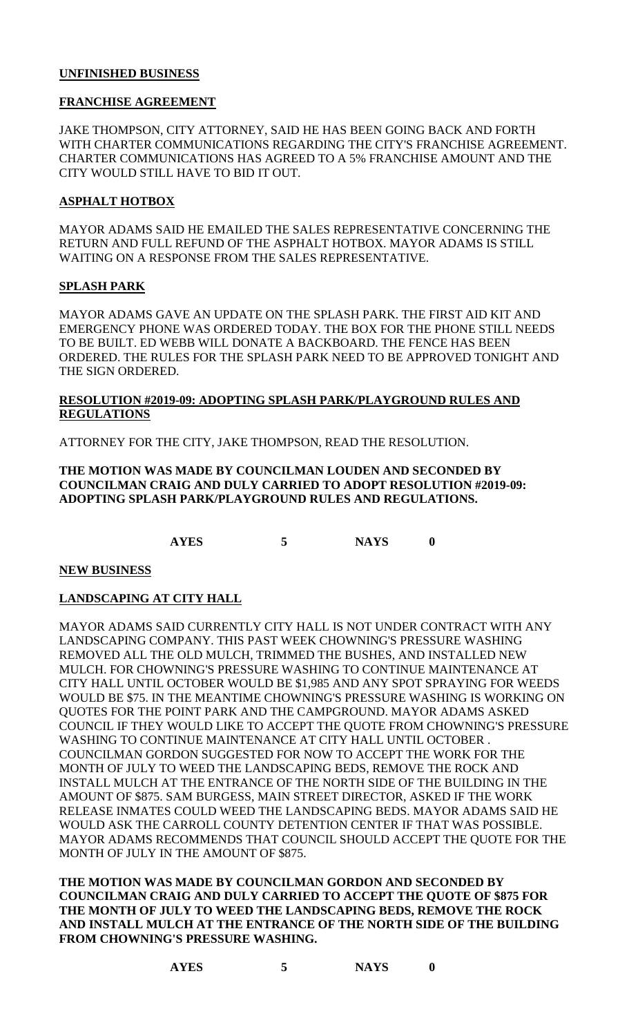**UNFINISHED BUSINESS**

**FRANCHISE AGREEMENT**

JAKE THOMPSON, CITY ATTORNEY, SAID HE HAS BEEN GOING BACK AND FORTH WITH CHARTER COMMUNICATIONS REGARDING THE CITY'S FRANCHISE AGREEMENT. CHARTER COMMUNICATIONS HAS AGREED TO A 5% FRANCHISE AMOUNT AND THE CITY WOULD STILL HAVE TO BID IT OUT.

**ASPHALT HOTBOX**

MAYOR ADAMS SAID HE EMAILED THE SALES REPRESENTATIVE CONCERNING THE RETURN AND FULL REFUND OF THE ASPHALT HOTBOX. MAYOR ADAMS IS STILL WAITING ON A RESPONSE FROM THE SALES REPRESENTATIVE.

**SPLASH PARK**

MAYOR ADAMS GAVE AN UPDATE ON THE SPLASH PARK. THE FIRST AID KIT AND EMERGENCY PHONE WAS ORDERED TODAY. THE BOX FOR THE PHONE STILL NEEDS TO BE BUILT. ED WEBB WILL DONATE A BACKBOARD. THE FENCE HAS BEEN ORDERED. THE RULES FOR THE SPLASH PARK NEED TO BE APPROVED TONIGHT AND THE SIGN ORDERED.

**RESOLUTION #2019-09: ADOPTING SPLASH PARK/PLAYGROUND RULES AND REGULATIONS**

ATTORNEY FOR THE CITY, JAKE THOMPSON, READ THE RESOLUTION.

**THE MOTION WAS MADE BY COUNCILMAN LOUDEN AND SECONDED BY COUNCILMAN CRAIG AND DULY CARRIED TO ADOPT RESOLUTION #2019-09: ADOPTING SPLASH PARK/PLAYGROUND RULES AND REGULATIONS.**

**AYES 5 NAYS 0**

**NEW BUSINESS**

**LANDSCAPING AT CITY HALL**

MAYOR ADAMS SAID CURRENTLY CITY HALL IS NOT UNDER CONTRACT WITH ANY LANDSCAPING COMPANY. THIS PAST WEEK CHOWNING'S PRESSURE WASHING REMOVED ALL THE OLD MULCH, TRIMMED THE BUSHES, AND INSTALLED NEW MULCH. FOR CHOWNING'S PRESSURE WASHING TO CONTINUE MAINTENANCE AT CITY HALL UNTIL OCTOBER WOULD BE $1,985 AND ANY SPOT SPRAYING FOR WEEDS WOULD BE $75. IN THE MEANTIME CHOWNING'S PRESSURE WASHING IS WORKING ON QUOTES FOR THE POINT PARK AND THE CAMPGROUND. MAYOR ADAMS ASKED COUNCIL IF THEY WOULD LIKE TO ACCEPT THE QUOTE FROM CHOWNING'S PRESSURE WASHING TO CONTINUE MAINTENANCE AT CITY HALL UNTIL OCTOBER . COUNCILMAN GORDON SUGGESTED FOR NOW TO ACCEPT THE WORK FOR THE MONTH OF JULY TO WEED THE LANDSCAPING BEDS, REMOVE THE ROCK AND INSTALL MULCH AT THE ENTRANCE OF THE NORTH SIDE OF THE BUILDING IN THE AMOUNT OF $875. SAM BURGESS, MAIN STREET DIRECTOR, ASKED IF THE WORK RELEASE INMATES COULD WEED THE LANDSCAPING BEDS. MAYOR ADAMS SAID HE WOULD ASK THE CARROLL COUNTY DETENTION CENTER IF THAT WAS POSSIBLE. MAYOR ADAMS RECOMMENDS THAT COUNCIL SHOULD ACCEPT THE QUOTE FOR THE MONTH OF JULY IN THE AMOUNT OF $875.

**THE MOTION WAS MADE BY COUNCILMAN GORDON AND SECONDED BY COUNCILMAN CRAIG AND DULY CARRIED TO ACCEPT THE QUOTE OF $875 FOR THE MONTH OF JULY TO WEED THE LANDSCAPING BEDS, REMOVE THE ROCK AND INSTALL MULCH AT THE ENTRANCE OF THE NORTH SIDE OF THE BUILDING FROM CHOWNING'S PRESSURE WASHING.**

**AYES 5 NAYS 0**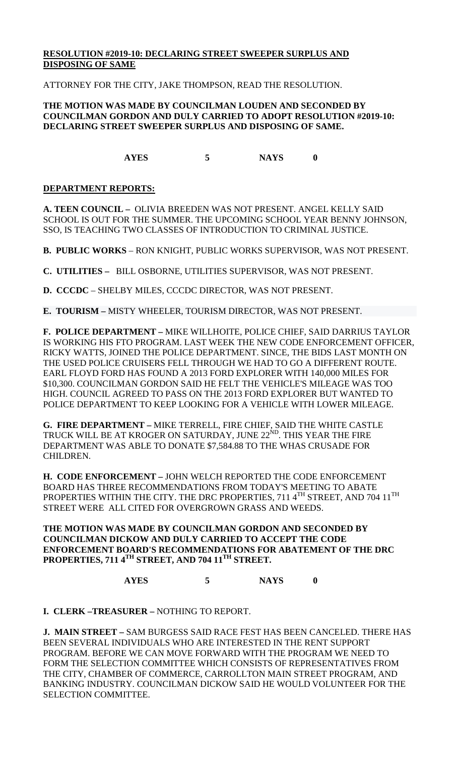**RESOLUTION #2019-10: DECLARING STREET SWEEPER SURPLUS AND DISPOSING OF SAME**

ATTORNEY FOR THE CITY, JAKE THOMPSON, READ THE RESOLUTION.

**THE MOTION WAS MADE BY COUNCILMAN LOUDEN AND SECONDED BY COUNCILMAN GORDON AND DULY CARRIED TO ADOPT RESOLUTION #2019-10: DECLARING STREET SWEEPER SURPLUS AND DISPOSING OF SAME.**

**AYES 5 NAYS 0**

**DEPARTMENT REPORTS:**

**A. TEEN COUNCIL –** OLIVIA BREEDEN WAS NOT PRESENT. ANGEL KELLY SAID SCHOOL IS OUT FOR THE SUMMER. THE UPCOMING SCHOOL YEAR BENNY JOHNSON, SSO, IS TEACHING TWO CLASSES OF INTRODUCTION TO CRIMINAL JUSTICE.

**B. PUBLIC WORKS** – RON KNIGHT, PUBLIC WORKS SUPERVISOR, WAS NOT PRESENT.

**C. UTILITIES –** BILL OSBORNE, UTILITIES SUPERVISOR, WAS NOT PRESENT.

**D. CCCDC** – SHELBY MILES, CCCDC DIRECTOR, WAS NOT PRESENT.

**E. TOURISM –** MISTY WHEELER, TOURISM DIRECTOR, WAS NOT PRESENT.

**F. POLICE DEPARTMENT –** MIKE WILLHOITE, POLICE CHIEF, SAID DARRIUS TAYLOR IS WORKING HIS FTO PROGRAM. LAST WEEK THE NEW CODE ENFORCEMENT OFFICER, RICKY WATTS, JOINED THE POLICE DEPARTMENT. SINCE, THE BIDS LAST MONTH ON THE USED POLICE CRUISERS FELL THROUGH WE HAD TO GO A DIFFERENT ROUTE. EARL FLOYD FORD HAS FOUND A 2013 FORD EXPLORER WITH 140,000 MILES FOR $10,300. COUNCILMAN GORDON SAID HE FELT THE VEHICLE'S MILEAGE WAS TOO HIGH. COUNCIL AGREED TO PASS ON THE 2013 FORD EXPLORER BUT WANTED TO POLICE DEPARTMENT TO KEEP LOOKING FOR A VEHICLE WITH LOWER MILEAGE.

**G. FIRE DEPARTMENT –** MIKE TERRELL, FIRE CHIEF, SAID THE WHITE CASTLE TRUCK WILL BE AT KROGER ON SATURDAY, JUNE 22ND. THIS YEAR THE FIRE DEPARTMENT WAS ABLE TO DONATE $7,584.88 TO THE WHAS CRUSADE FOR CHILDREN.

**H. CODE ENFORCEMENT –** JOHN WELCH REPORTED THE CODE ENFORCEMENT BOARD HAS THREE RECOMMENDATIONS FROM TODAY'S MEETING TO ABATE PROPERTIES WITHIN THE CITY. THE DRC PROPERTIES, 711 4TH STREET, AND 704 11TH STREET WERE ALL CITED FOR OVERGROWN GRASS AND WEEDS.

**THE MOTION WAS MADE BY COUNCILMAN GORDON AND SECONDED BY COUNCILMAN DICKOW AND DULY CARRIED TO ACCEPT THE CODE ENFORCEMENT BOARD'S RECOMMENDATIONS FOR ABATEMENT OF THE DRC PROPERTIES, 711 4TH STREET, AND 704 11TH STREET.**

**AYES 5 NAYS 0**

**I. CLERK –TREASURER –** NOTHING TO REPORT.

**J. MAIN STREET –** SAM BURGESS SAID RACE FEST HAS BEEN CANCELED. THERE HAS BEEN SEVERAL INDIVIDUALS WHO ARE INTERESTED IN THE RENT SUPPORT PROGRAM. BEFORE WE CAN MOVE FORWARD WITH THE PROGRAM WE NEED TO FORM THE SELECTION COMMITTEE WHICH CONSISTS OF REPRESENTATIVES FROM THE CITY, CHAMBER OF COMMERCE, CARROLLTON MAIN STREET PROGRAM, AND BANKING INDUSTRY. COUNCILMAN DICKOW SAID HE WOULD VOLUNTEER FOR THE SELECTION COMMITTEE.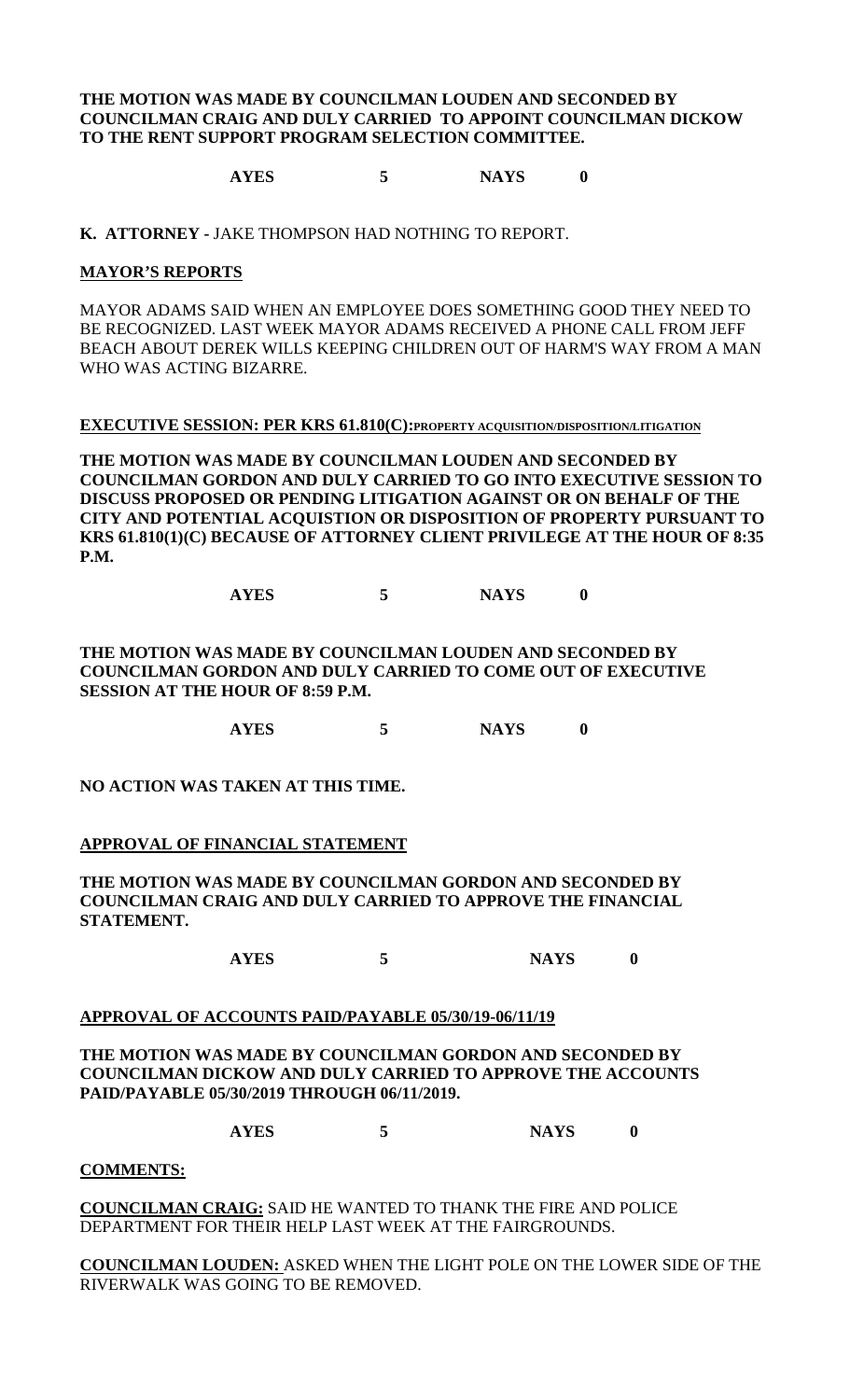**THE MOTION WAS MADE BY COUNCILMAN LOUDEN AND SECONDED BY COUNCILMAN CRAIG AND DULY CARRIED TO APPOINT COUNCILMAN DICKOW TO THE RENT SUPPORT PROGRAM SELECTION COMMITTEE.**

**AYES 5 NAYS 0**

**K. ATTORNEY -** JAKE THOMPSON HAD NOTHING TO REPORT.

**MAYOR'S REPORTS**

MAYOR ADAMS SAID WHEN AN EMPLOYEE DOES SOMETHING GOOD THEY NEED TO BE RECOGNIZED. LAST WEEK MAYOR ADAMS RECEIVED A PHONE CALL FROM JEFF BEACH ABOUT DEREK WILLS KEEPING CHILDREN OUT OF HARM'S WAY FROM A MAN WHO WAS ACTING BIZARRE.

**EXECUTIVE SESSION: PER KRS 61.810(C):PROPERTY ACQUISITION/DISPOSITION/LITIGATION**

**THE MOTION WAS MADE BY COUNCILMAN LOUDEN AND SECONDED BY COUNCILMAN GORDON AND DULY CARRIED TO GO INTO EXECUTIVE SESSION TO DISCUSS PROPOSED OR PENDING LITIGATION AGAINST OR ON BEHALF OF THE CITY AND POTENTIAL ACQUISTION OR DISPOSITION OF PROPERTY PURSUANT TO KRS 61.810(1)(C) BECAUSE OF ATTORNEY CLIENT PRIVILEGE AT THE HOUR OF 8:35 P.M.**

**AYES 5 NAYS 0**

**THE MOTION WAS MADE BY COUNCILMAN LOUDEN AND SECONDED BY COUNCILMAN GORDON AND DULY CARRIED TO COME OUT OF EXECUTIVE SESSION AT THE HOUR OF 8:59 P.M.**

**AYES 5 NAYS 0**

**NO ACTION WAS TAKEN AT THIS TIME.**

**APPROVAL OF FINANCIAL STATEMENT**

**THE MOTION WAS MADE BY COUNCILMAN GORDON AND SECONDED BY COUNCILMAN CRAIG AND DULY CARRIED TO APPROVE THE FINANCIAL STATEMENT.**

**AYES 5 NAYS 0**

**APPROVAL OF ACCOUNTS PAID/PAYABLE 05/30/19-06/11/19**

**THE MOTION WAS MADE BY COUNCILMAN GORDON AND SECONDED BY COUNCILMAN DICKOW AND DULY CARRIED TO APPROVE THE ACCOUNTS PAID/PAYABLE 05/30/2019 THROUGH 06/11/2019.**

**AYES 5 NAYS 0**

**COMMENTS:**

**COUNCILMAN CRAIG:** SAID HE WANTED TO THANK THE FIRE AND POLICE DEPARTMENT FOR THEIR HELP LAST WEEK AT THE FAIRGROUNDS.

**COUNCILMAN LOUDEN:** ASKED WHEN THE LIGHT POLE ON THE LOWER SIDE OF THE RIVERWALK WAS GOING TO BE REMOVED.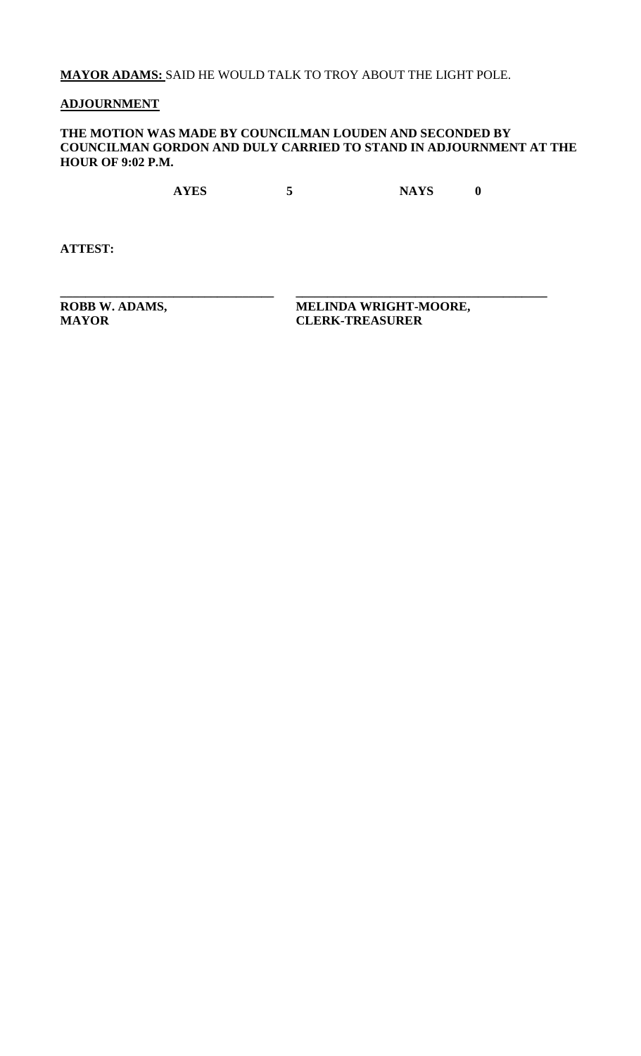**MAYOR ADAMS:** SAID HE WOULD TALK TO TROY ABOUT THE LIGHT POLE.

**ADJOURNMENT**

**THE MOTION WAS MADE BY COUNCILMAN LOUDEN AND SECONDED BY COUNCILMAN GORDON AND DULY CARRIED TO STAND IN ADJOURNMENT AT THE HOUR OF 9:02 P.M.**

**AYES 5 NAYS 0**

**ATTEST:**

| | |
|---|---|
| ______________________________ | ______________________________ |
| **ROBB W. ADAMS,** | **MELINDA WRIGHT-MOORE,** |
| **MAYOR** | **CLERK-TREASURER** |